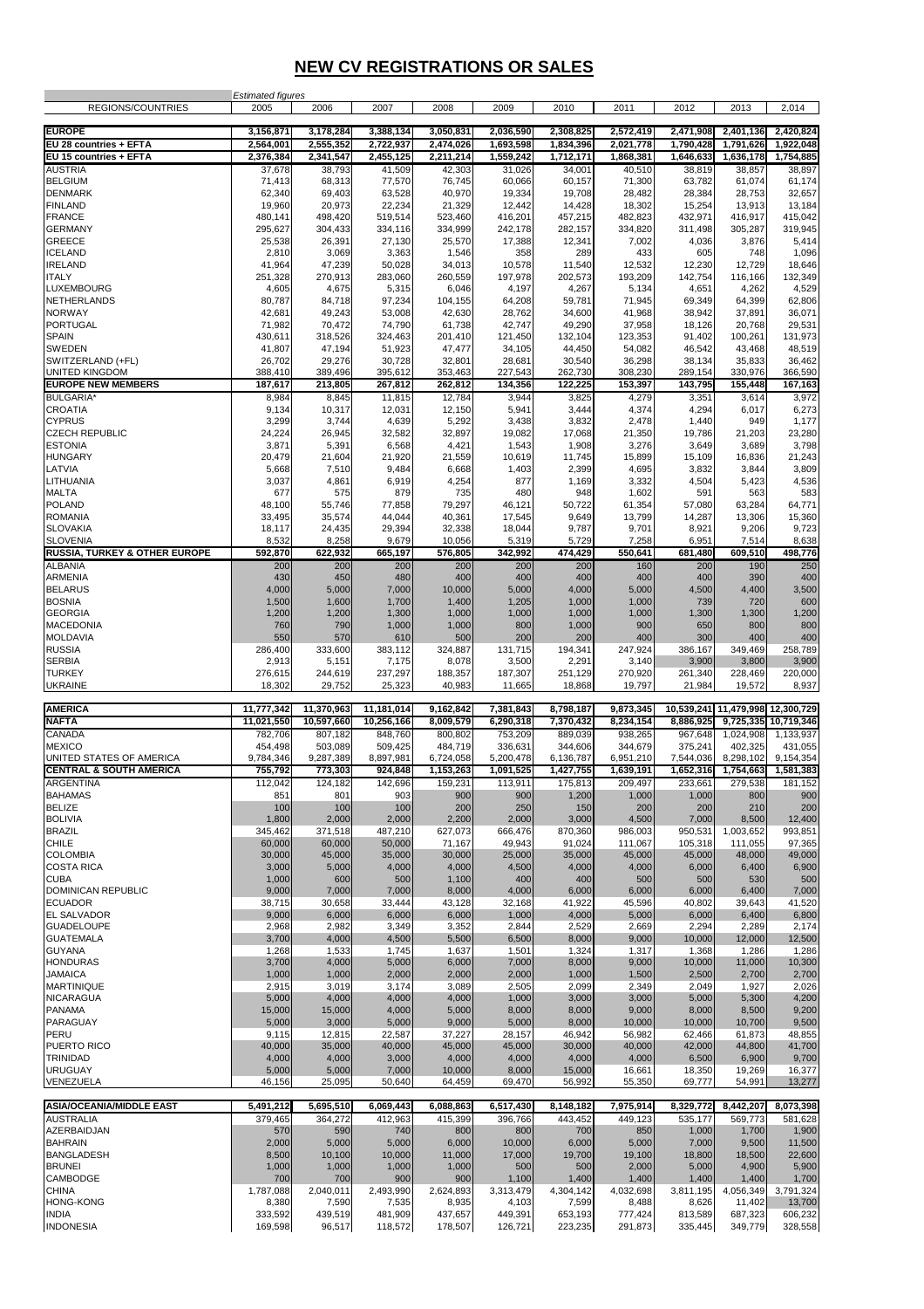# NEW CV REGISTRATIONS OR SALES

| REGIONS/COUNTRIES | 2005 | 2006 | 2007 | 2008 | 2009 | 2010 | 2011 | 2012 | 2013 | 2,014 |
|---|---|---|---|---|---|---|---|---|---|---|
| | *Estimated figures* | | | | | | | | | |
| **EUROPE** | **3,156,871** | **3,178,284** | **3,388,134** | **3,050,831** | **2,036,590** | **2,308,825** | **2,572,419** | **2,471,908** | **2,401,136** | **2,420,824** |
| **EU 28 countries + EFTA** | **2,564,001** | **2,555,352** | **2,722,937** | **2,474,026** | **1,693,598** | **1,834,396** | **2,021,778** | **1,790,428** | **1,791,626** | **1,922,048** |
| **EU 15 countries + EFTA** | **2,376,384** | **2,341,547** | **2,455,125** | **2,211,214** | **1,559,242** | **1,712,171** | **1,868,381** | **1,646,633** | **1,636,178** | **1,754,885** |
| AUSTRIA | 37,678 | 38,793 | 41,509 | 42,303 | 31,026 | 34,001 | 40,510 | 38,819 | 38,857 | 38,897 |
| BELGIUM | 71,413 | 68,313 | 77,570 | 76,745 | 60,066 | 60,157 | 71,300 | 63,782 | 61,074 | 61,174 |
| DENMARK | 62,340 | 69,403 | 63,528 | 40,970 | 19,334 | 19,708 | 28,482 | 28,384 | 28,753 | 32,657 |
| FINLAND | 19,960 | 20,973 | 22,234 | 21,329 | 12,442 | 14,428 | 18,302 | 15,254 | 13,913 | 13,184 |
| FRANCE | 480,141 | 498,420 | 519,514 | 523,460 | 416,201 | 457,215 | 482,823 | 432,971 | 416,917 | 415,042 |
| GERMANY | 295,627 | 304,433 | 334,116 | 334,999 | 242,178 | 282,157 | 334,820 | 311,498 | 305,287 | 319,945 |
| GREECE | 25,538 | 26,391 | 27,130 | 25,570 | 17,388 | 12,341 | 7,002 | 4,036 | 3,876 | 5,414 |
| ICELAND | 2,810 | 3,069 | 3,363 | 1,546 | 358 | 289 | 433 | 605 | 748 | 1,096 |
| IRELAND | 41,964 | 47,239 | 50,028 | 34,013 | 10,578 | 11,540 | 12,532 | 12,230 | 12,729 | 18,646 |
| ITALY | 251,328 | 270,913 | 283,060 | 260,559 | 197,978 | 202,573 | 193,209 | 142,754 | 116,166 | 132,349 |
| LUXEMBOURG | 4,605 | 4,675 | 5,315 | 6,046 | 4,197 | 4,267 | 5,134 | 4,651 | 4,262 | 4,529 |
| NETHERLANDS | 80,787 | 84,718 | 97,234 | 104,155 | 64,208 | 59,781 | 71,945 | 69,349 | 64,399 | 62,806 |
| NORWAY | 42,681 | 49,243 | 53,008 | 42,630 | 28,762 | 34,600 | 41,968 | 38,942 | 37,891 | 36,071 |
| PORTUGAL | 71,982 | 70,472 | 74,790 | 61,738 | 42,747 | 49,290 | 37,958 | 18,126 | 20,768 | 29,531 |
| SPAIN | 430,611 | 318,526 | 324,463 | 201,410 | 121,450 | 132,104 | 123,353 | 91,402 | 100,261 | 131,973 |
| SWEDEN | 41,807 | 47,194 | 51,923 | 47,477 | 34,105 | 44,450 | 54,082 | 46,542 | 43,468 | 48,519 |
| SWITZERLAND (+FL) | 26,702 | 29,276 | 30,728 | 32,801 | 28,681 | 30,540 | 36,298 | 38,134 | 35,833 | 36,462 |
| UNITED KINGDOM | 388,410 | 389,496 | 395,612 | 353,463 | 227,543 | 262,730 | 308,230 | 289,154 | 330,976 | 366,590 |
| **EUROPE NEW MEMBERS** | **187,617** | **213,805** | **267,812** | **262,812** | **134,356** | **122,225** | **153,397** | **143,795** | **155,448** | **167,163** |
| BULGARIA* | 8,984 | 8,845 | 11,815 | 12,784 | 3,944 | 3,825 | 4,279 | 3,351 | 3,614 | 3,972 |
| CROATIA | 9,134 | 10,317 | 12,031 | 12,150 | 5,941 | 3,444 | 4,374 | 4,294 | 6,017 | 6,273 |
| CYPRUS | 3,299 | 3,744 | 4,639 | 5,292 | 3,438 | 3,832 | 2,478 | 1,440 | 949 | 1,177 |
| CZECH REPUBLIC | 24,224 | 26,945 | 32,582 | 32,897 | 19,082 | 17,068 | 21,350 | 19,786 | 21,203 | 23,280 |
| ESTONIA | 3,871 | 5,391 | 6,568 | 4,421 | 1,543 | 1,908 | 3,276 | 3,649 | 3,689 | 3,798 |
| HUNGARY | 20,479 | 21,604 | 21,920 | 21,559 | 10,619 | 11,745 | 15,899 | 15,109 | 16,836 | 21,243 |
| LATVIA | 5,668 | 7,510 | 9,484 | 6,668 | 1,403 | 2,399 | 4,695 | 3,832 | 3,844 | 3,809 |
| LITHUANIA | 3,037 | 4,861 | 6,919 | 4,254 | 877 | 1,169 | 3,332 | 4,504 | 5,423 | 4,536 |
| MALTA | 677 | 575 | 879 | 735 | 480 | 948 | 1,602 | 591 | 563 | 583 |
| POLAND | 48,100 | 55,746 | 77,858 | 79,297 | 46,121 | 50,722 | 61,354 | 57,080 | 63,284 | 64,771 |
| ROMANIA | 33,495 | 35,574 | 44,044 | 40,361 | 17,545 | 9,649 | 13,799 | 14,287 | 13,306 | 15,360 |
| SLOVAKIA | 18,117 | 24,435 | 29,394 | 32,338 | 18,044 | 9,787 | 9,701 | 8,921 | 9,206 | 9,723 |
| SLOVENIA | 8,532 | 8,258 | 9,679 | 10,056 | 5,319 | 5,729 | 7,258 | 6,951 | 7,514 | 8,638 |
| **RUSSIA, TURKEY & OTHER EUROPE** | **592,870** | **622,932** | **665,197** | **576,805** | **342,992** | **474,429** | **550,641** | **681,480** | **609,510** | **498,776** |
| ALBANIA | 200 | 200 | 200 | 200 | 200 | 200 | 160 | 200 | 190 | 250 |
| ARMENIA | 430 | 450 | 480 | 400 | 400 | 400 | 400 | 400 | 390 | 400 |
| BELARUS | 4,000 | 5,000 | 7,000 | 10,000 | 5,000 | 4,000 | 5,000 | 4,500 | 4,400 | 3,500 |
| BOSNIA | 1,500 | 1,600 | 1,700 | 1,400 | 1,205 | 1,000 | 1,000 | 739 | 720 | 600 |
| GEORGIA | 1,200 | 1,200 | 1,300 | 1,000 | 1,000 | 1,000 | 1,000 | 1,300 | 1,300 | 1,200 |
| MACEDONIA | 760 | 790 | 1,000 | 1,000 | 800 | 1,000 | 900 | 650 | 800 | 800 |
| MOLDAVIA | 550 | 570 | 610 | 500 | 200 | 200 | 400 | 300 | 400 | 400 |
| RUSSIA | 286,400 | 333,600 | 383,112 | 324,887 | 131,715 | 194,341 | 247,924 | 386,167 | 349,469 | 258,789 |
| SERBIA | 2,913 | 5,151 | 7,175 | 8,078 | 3,500 | 2,291 | 3,140 | 3,900 | 3,800 | 3,900 |
| TURKEY | 276,615 | 244,619 | 237,297 | 188,357 | 187,307 | 251,129 | 270,920 | 261,340 | 228,469 | 220,000 |
| UKRAINE | 18,302 | 29,752 | 25,323 | 40,983 | 11,665 | 18,868 | 19,797 | 21,984 | 19,572 | 8,937 |
| **AMERICA** | **11,777,342** | **11,370,963** | **11,181,014** | **9,162,842** | **7,381,843** | **8,798,187** | **9,873,345** | **10,539,241** | **11,479,998** | **12,300,729** |
| **NAFTA** | **11,021,550** | **10,597,660** | **10,256,166** | **8,009,579** | **6,290,318** | **7,370,432** | **8,234,154** | **8,886,925** | **9,725,335** | **10,719,346** |
| CANADA | 782,706 | 807,182 | 848,760 | 800,802 | 753,209 | 889,039 | 938,265 | 967,648 | 1,024,908 | 1,133,937 |
| MEXICO | 454,498 | 503,089 | 509,425 | 484,719 | 336,631 | 344,606 | 344,679 | 375,241 | 402,325 | 431,055 |
| UNITED STATES OF AMERICA | 9,784,346 | 9,287,389 | 8,897,981 | 6,724,058 | 5,200,478 | 6,136,787 | 6,951,210 | 7,544,036 | 8,298,102 | 9,154,354 |
| **CENTRAL & SOUTH AMERICA** | **755,792** | **773,303** | **924,848** | **1,153,263** | **1,091,525** | **1,427,755** | **1,639,191** | **1,652,316** | **1,754,663** | **1,581,383** |
| ARGENTINA | 112,042 | 124,182 | 142,696 | 159,231 | 113,911 | 175,813 | 209,497 | 233,661 | 279,538 | 181,152 |
| BAHAMAS | 851 | 801 | 903 | 900 | 900 | 1,200 | 1,000 | 1,000 | 800 | 900 |
| BELIZE | 100 | 100 | 100 | 200 | 250 | 150 | 200 | 200 | 210 | 200 |
| BOLIVIA | 1,800 | 2,000 | 2,000 | 2,200 | 2,000 | 3,000 | 4,500 | 7,000 | 8,500 | 12,400 |
| BRAZIL | 345,462 | 371,518 | 487,210 | 627,073 | 666,476 | 870,360 | 986,003 | 950,531 | 1,003,652 | 993,851 |
| CHILE | 60,000 | 60,000 | 50,000 | 71,167 | 49,943 | 91,024 | 111,067 | 105,318 | 111,055 | 97,365 |
| COLOMBIA | 30,000 | 45,000 | 35,000 | 30,000 | 25,000 | 35,000 | 45,000 | 45,000 | 48,000 | 49,000 |
| COSTA RICA | 3,000 | 5,000 | 4,000 | 4,000 | 4,500 | 4,000 | 4,000 | 6,000 | 6,400 | 6,900 |
| CUBA | 1,000 | 600 | 500 | 1,100 | 400 | 400 | 500 | 500 | 530 | 500 |
| DOMINICAN REPUBLIC | 9,000 | 7,000 | 7,000 | 8,000 | 4,000 | 6,000 | 6,000 | 6,000 | 6,400 | 7,000 |
| ECUADOR | 38,715 | 30,658 | 33,444 | 43,128 | 32,168 | 41,922 | 45,596 | 40,802 | 39,643 | 41,520 |
| EL SALVADOR | 9,000 | 6,000 | 6,000 | 6,000 | 1,000 | 4,000 | 5,000 | 6,000 | 6,400 | 6,800 |
| GUADELOUPE | 2,968 | 2,982 | 3,349 | 3,352 | 2,844 | 2,529 | 2,669 | 2,294 | 2,289 | 2,174 |
| GUATEMALA | 3,700 | 4,000 | 4,500 | 5,500 | 6,500 | 8,000 | 9,000 | 10,000 | 12,000 | 12,500 |
| GUYANA | 1,268 | 1,533 | 1,745 | 1,637 | 1,501 | 1,324 | 1,317 | 1,368 | 1,286 | 1,286 |
| HONDURAS | 3,700 | 4,000 | 5,000 | 6,000 | 7,000 | 8,000 | 9,000 | 10,000 | 11,000 | 10,300 |
| JAMAICA | 1,000 | 1,000 | 2,000 | 2,000 | 2,000 | 1,000 | 1,500 | 2,500 | 2,700 | 2,700 |
| MARTINIQUE | 2,915 | 3,019 | 3,174 | 3,089 | 2,505 | 2,099 | 2,349 | 2,049 | 1,927 | 2,026 |
| NICARAGUA | 5,000 | 4,000 | 4,000 | 4,000 | 1,000 | 3,000 | 3,000 | 5,000 | 5,300 | 4,200 |
| PANAMA | 15,000 | 15,000 | 4,000 | 5,000 | 8,000 | 8,000 | 9,000 | 8,000 | 8,500 | 9,200 |
| PARAGUAY | 5,000 | 3,000 | 5,000 | 9,000 | 5,000 | 8,000 | 10,000 | 10,000 | 10,700 | 9,500 |
| PERU | 9,115 | 12,815 | 22,587 | 37,227 | 28,157 | 46,942 | 56,982 | 62,466 | 61,873 | 48,855 |
| PUERTO RICO | 40,000 | 35,000 | 40,000 | 45,000 | 45,000 | 30,000 | 40,000 | 42,000 | 44,800 | 41,700 |
| TRINIDAD | 4,000 | 4,000 | 3,000 | 4,000 | 4,000 | 4,000 | 4,000 | 6,500 | 6,900 | 9,700 |
| URUGUAY | 5,000 | 5,000 | 7,000 | 10,000 | 8,000 | 15,000 | 16,661 | 18,350 | 19,269 | 16,377 |
| VENEZUELA | 46,156 | 25,095 | 50,640 | 64,459 | 69,470 | 56,992 | 55,350 | 69,777 | 54,991 | 13,277 |
| **ASIA/OCEANIA/MIDDLE EAST** | **5,491,212** | **5,695,510** | **6,069,443** | **6,088,863** | **6,517,430** | **8,148,182** | **7,975,914** | **8,329,772** | **8,442,207** | **8,073,398** |
| AUSTRALIA | 379,465 | 364,272 | 412,963 | 415,399 | 396,766 | 443,452 | 449,123 | 535,177 | 569,773 | 581,628 |
| AZERBAIJAN | 570 | 590 | 740 | 800 | 800 | 700 | 850 | 1,000 | 1,700 | 1,900 |
| BAHRAIN | 2,000 | 5,000 | 5,000 | 6,000 | 10,000 | 6,000 | 5,000 | 7,000 | 9,500 | 11,500 |
| BANGLADESH | 8,500 | 10,100 | 10,000 | 11,000 | 17,000 | 19,700 | 19,100 | 18,800 | 18,500 | 22,600 |
| BRUNEI | 1,000 | 1,000 | 1,000 | 1,000 | 500 | 500 | 2,000 | 5,000 | 4,900 | 5,900 |
| CAMBODGE | 700 | 700 | 900 | 900 | 1,100 | 1,400 | 1,400 | 1,400 | 1,400 | 1,700 |
| CHINA | 1,787,088 | 2,040,011 | 2,493,990 | 2,624,893 | 3,313,479 | 4,304,142 | 4,032,698 | 3,811,195 | 4,056,349 | 3,791,324 |
| HONG-KONG | 8,380 | 7,590 | 7,535 | 8,935 | 4,103 | 7,599 | 8,488 | 8,626 | 11,402 | 13,700 |
| INDIA | 333,592 | 439,519 | 481,909 | 437,657 | 449,391 | 653,193 | 777,424 | 813,589 | 687,323 | 606,232 |
| INDONESIA | 169,598 | 96,517 | 118,572 | 178,507 | 126,721 | 223,235 | 291,873 | 335,445 | 349,779 | 328,558 |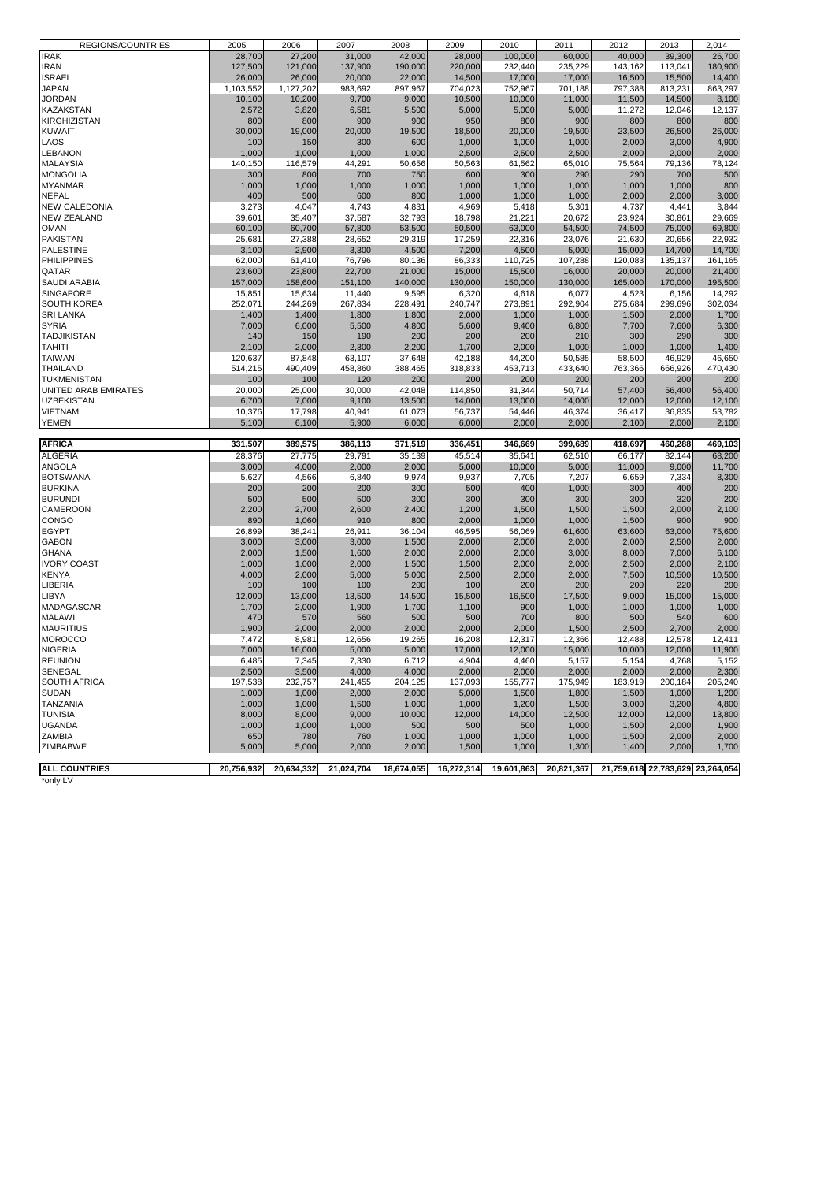| REGIONS/COUNTRIES | 2005 | 2006 | 2007 | 2008 | 2009 | 2010 | 2011 | 2012 | 2013 | 2,014 |
|---|---|---|---|---|---|---|---|---|---|---|
| IRAK | 28,700 | 27,200 | 31,000 | 42,000 | 28,000 | 100,000 | 60,000 | 40,000 | 39,300 | 26,700 |
| IRAN | 127,500 | 121,000 | 137,900 | 190,000 | 220,000 | 232,440 | 235,229 | 143,162 | 113,041 | 180,900 |
| ISRAEL | 26,000 | 26,000 | 20,000 | 22,000 | 14,500 | 17,000 | 17,000 | 16,500 | 15,500 | 14,400 |
| JAPAN | 1,103,552 | 1,127,202 | 983,692 | 897,967 | 704,023 | 752,967 | 701,188 | 797,388 | 813,231 | 863,297 |
| JORDAN | 10,100 | 10,200 | 9,700 | 9,000 | 10,500 | 10,000 | 11,000 | 11,500 | 14,500 | 8,100 |
| KAZAKSTAN | 2,572 | 3,820 | 6,581 | 5,500 | 5,000 | 5,000 | 5,000 | 11,272 | 12,046 | 12,137 |
| KIRGHIZISTAN | 800 | 800 | 900 | 900 | 950 | 800 | 900 | 800 | 800 | 800 |
| KUWAIT | 30,000 | 19,000 | 20,000 | 19,500 | 18,500 | 20,000 | 19,500 | 23,500 | 26,500 | 26,000 |
| LAOS | 100 | 150 | 300 | 600 | 1,000 | 1,000 | 1,000 | 2,000 | 3,000 | 4,900 |
| LEBANON | 1,000 | 1,000 | 1,000 | 1,000 | 2,500 | 2,500 | 2,500 | 2,000 | 2,000 | 2,000 |
| MALAYSIA | 140,150 | 116,579 | 44,291 | 50,656 | 50,563 | 61,562 | 65,010 | 75,564 | 79,136 | 78,124 |
| MONGOLIA | 300 | 800 | 700 | 750 | 600 | 300 | 290 | 290 | 700 | 500 |
| MYANMAR | 1,000 | 1,000 | 1,000 | 1,000 | 1,000 | 1,000 | 1,000 | 1,000 | 1,000 | 800 |
| NEPAL | 400 | 500 | 600 | 800 | 1,000 | 1,000 | 1,000 | 2,000 | 2,000 | 3,000 |
| NEW CALEDONIA | 3,273 | 4,047 | 4,743 | 4,831 | 4,969 | 5,418 | 5,301 | 4,737 | 4,441 | 3,844 |
| NEW ZEALAND | 39,601 | 35,407 | 37,587 | 32,793 | 18,798 | 21,221 | 20,672 | 23,924 | 30,861 | 29,669 |
| OMAN | 60,100 | 60,700 | 57,800 | 53,500 | 50,500 | 63,000 | 54,500 | 74,500 | 75,000 | 69,800 |
| PAKISTAN | 25,681 | 27,388 | 28,652 | 29,319 | 17,259 | 22,316 | 23,076 | 21,630 | 20,656 | 22,932 |
| PALESTINE | 3,100 | 2,900 | 3,300 | 4,500 | 7,200 | 4,500 | 5,000 | 15,000 | 14,700 | 14,700 |
| PHILIPPINES | 62,000 | 61,410 | 76,796 | 80,136 | 86,333 | 110,725 | 107,288 | 120,083 | 135,137 | 161,165 |
| QATAR | 23,600 | 23,800 | 22,700 | 21,000 | 15,000 | 15,500 | 16,000 | 20,000 | 20,000 | 21,400 |
| SAUDI ARABIA | 157,000 | 158,600 | 151,100 | 140,000 | 130,000 | 150,000 | 130,000 | 165,000 | 170,000 | 195,500 |
| SINGAPORE | 15,851 | 15,634 | 11,440 | 9,595 | 6,320 | 4,618 | 6,077 | 4,523 | 6,156 | 14,292 |
| SOUTH KOREA | 252,071 | 244,269 | 267,834 | 228,491 | 240,747 | 273,891 | 292,904 | 275,684 | 299,696 | 302,034 |
| SRI LANKA | 1,400 | 1,400 | 1,800 | 1,800 | 2,000 | 1,000 | 1,000 | 1,500 | 2,000 | 1,700 |
| SYRIA | 7,000 | 6,000 | 5,500 | 4,800 | 5,600 | 9,400 | 6,800 | 7,700 | 7,600 | 6,300 |
| TADJIKISTAN | 140 | 150 | 190 | 200 | 200 | 200 | 210 | 300 | 290 | 300 |
| TAHITI | 2,100 | 2,000 | 2,300 | 2,200 | 1,700 | 2,000 | 1,000 | 1,000 | 1,000 | 1,400 |
| TAIWAN | 120,637 | 87,848 | 63,107 | 37,648 | 42,188 | 44,200 | 50,585 | 58,500 | 46,929 | 46,650 |
| THAILAND | 514,215 | 490,409 | 458,860 | 388,465 | 318,833 | 453,713 | 433,640 | 763,366 | 666,926 | 470,430 |
| TUKMENISTAN | 100 | 100 | 120 | 200 | 200 | 200 | 200 | 200 | 200 | 200 |
| UNITED ARAB EMIRATES | 20,000 | 25,000 | 30,000 | 42,048 | 114,850 | 31,344 | 50,714 | 57,400 | 56,400 | 56,400 |
| UZBEKISTAN | 6,700 | 7,000 | 9,100 | 13,500 | 14,000 | 13,000 | 14,000 | 12,000 | 12,000 | 12,100 |
| VIETNAM | 10,376 | 17,798 | 40,941 | 61,073 | 56,737 | 54,446 | 46,374 | 36,417 | 36,835 | 53,782 |
| YEMEN | 5,100 | 6,100 | 5,900 | 6,000 | 6,000 | 2,000 | 2,000 | 2,100 | 2,000 | 2,100 |
| **AFRICA** | **331,507** | **389,575** | **386,113** | **371,519** | **336,451** | **346,669** | **399,689** | **418,697** | **460,288** | **469,103** |
| ALGERIA | 28,376 | 27,775 | 29,791 | 35,139 | 45,514 | 35,641 | 62,510 | 66,177 | 82,144 | 68,200 |
| ANGOLA | 3,000 | 4,000 | 2,000 | 2,000 | 5,000 | 10,000 | 5,000 | 11,000 | 9,000 | 11,700 |
| BOTSWANA | 5,627 | 4,566 | 6,840 | 9,974 | 9,937 | 7,705 | 7,207 | 6,659 | 7,334 | 8,300 |
| BURKINA | 200 | 200 | 200 | 300 | 500 | 400 | 1,000 | 300 | 400 | 200 |
| BURUNDI | 500 | 500 | 500 | 300 | 300 | 300 | 300 | 300 | 320 | 200 |
| CAMEROON | 2,200 | 2,700 | 2,600 | 2,400 | 1,200 | 1,500 | 1,500 | 1,500 | 2,000 | 2,100 |
| CONGO | 890 | 1,060 | 910 | 800 | 2,000 | 1,000 | 1,000 | 1,500 | 900 | 900 |
| EGYPT | 26,899 | 38,241 | 26,911 | 36,104 | 46,595 | 56,069 | 61,600 | 63,600 | 63,000 | 75,600 |
| GABON | 3,000 | 3,000 | 3,000 | 1,500 | 2,000 | 2,000 | 2,000 | 2,000 | 2,500 | 2,000 |
| GHANA | 2,000 | 1,500 | 1,600 | 2,000 | 2,000 | 2,000 | 3,000 | 8,000 | 7,000 | 6,100 |
| IVORY COAST | 1,000 | 1,000 | 2,000 | 1,500 | 1,500 | 2,000 | 2,000 | 2,500 | 2,000 | 2,100 |
| KENYA | 4,000 | 2,000 | 5,000 | 5,000 | 2,500 | 2,000 | 2,000 | 7,500 | 10,500 | 10,500 |
| LIBERIA | 100 | 100 | 100 | 200 | 100 | 200 | 200 | 200 | 220 | 200 |
| LIBYA | 12,000 | 13,000 | 13,500 | 14,500 | 15,500 | 16,500 | 17,500 | 9,000 | 15,000 | 15,000 |
| MADAGASCAR | 1,700 | 2,000 | 1,900 | 1,700 | 1,100 | 900 | 1,000 | 1,000 | 1,000 | 1,000 |
| MALAWI | 470 | 570 | 560 | 500 | 500 | 700 | 800 | 500 | 540 | 600 |
| MAURITIUS | 1,900 | 2,000 | 2,000 | 2,000 | 2,000 | 2,000 | 1,500 | 2,500 | 2,700 | 2,000 |
| MOROCCO | 7,472 | 8,981 | 12,656 | 19,265 | 16,208 | 12,317 | 12,366 | 12,488 | 12,578 | 12,411 |
| NIGERIA | 7,000 | 16,000 | 5,000 | 5,000 | 17,000 | 12,000 | 15,000 | 10,000 | 12,000 | 11,900 |
| REUNION | 6,485 | 7,345 | 7,330 | 6,712 | 4,904 | 4,460 | 5,157 | 5,154 | 4,768 | 5,152 |
| SENEGAL | 2,500 | 3,500 | 4,000 | 4,000 | 2,000 | 2,000 | 2,000 | 2,000 | 2,000 | 2,300 |
| SOUTH AFRICA | 197,538 | 232,757 | 241,455 | 204,125 | 137,093 | 155,777 | 175,949 | 183,919 | 200,184 | 205,240 |
| SUDAN | 1,000 | 1,000 | 2,000 | 2,000 | 5,000 | 1,500 | 1,800 | 1,500 | 1,000 | 1,200 |
| TANZANIA | 1,000 | 1,000 | 1,500 | 1,000 | 1,000 | 1,200 | 1,500 | 3,000 | 3,200 | 4,800 |
| TUNISIA | 8,000 | 8,000 | 9,000 | 10,000 | 12,000 | 14,000 | 12,500 | 12,000 | 12,000 | 13,800 |
| UGANDA | 1,000 | 1,000 | 1,000 | 500 | 500 | 500 | 1,000 | 1,500 | 2,000 | 1,900 |
| ZAMBIA | 650 | 780 | 760 | 1,000 | 1,000 | 1,000 | 1,000 | 1,500 | 2,000 | 2,000 |
| ZIMBABWE | 5,000 | 5,000 | 2,000 | 2,000 | 1,500 | 1,000 | 1,300 | 1,400 | 2,000 | 1,700 |
| **ALL COUNTRIES** | **20,756,932** | **20,634,332** | **21,024,704** | **18,674,055** | **16,272,314** | **19,601,863** | **20,821,367** | **21,759,618** | **22,783,629** | **23,264,054** |

*only LV